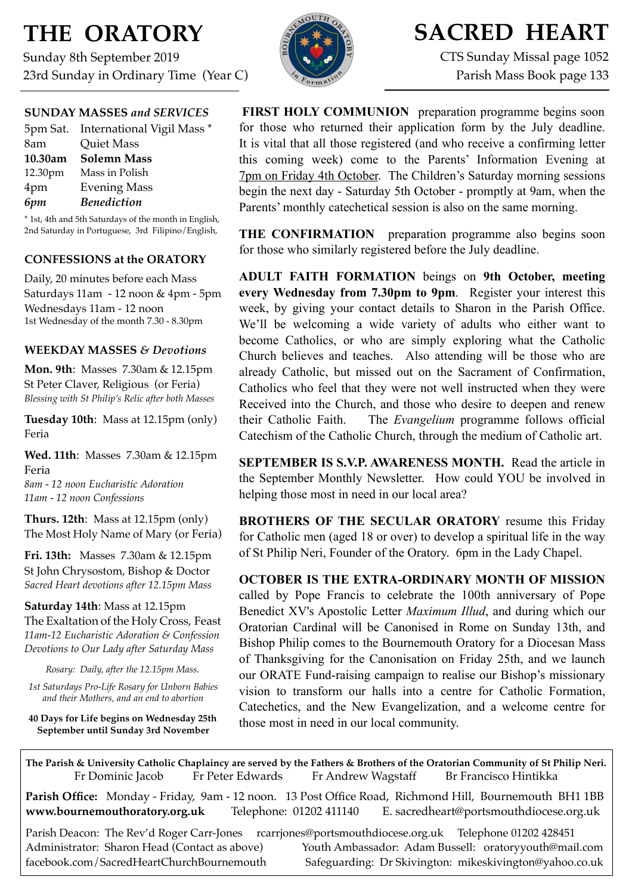# THE ORATORY

Sunday 8th September 2019
23rd Sunday in Ordinary Time (Year C)

# SACRED HEART

CTS Sunday Missal page 1052
Parish Mass Book page 133

### SUNDAY MASSES *and SERVICES*

| | |
|---|---|
| 5pm Sat. | International Vigil Mass * |
| 8am | Quiet Mass |
| **10.30am** | **Solemn Mass** |
| 12.30pm | Mass in Polish |
| 4pm | Evening Mass |
| ***6pm*** | ***Benediction*** |

* 1st, 4th and 5th Saturdays of the month in English, 2nd Saturday in Portuguese, 3rd Filipino/English,

### CONFESSIONS at the ORATORY

Daily, 20 minutes before each Mass
Saturdays 11am - 12 noon & 4pm - 5pm
Wednesdays 11am - 12 noon
1st Wednesday of the month 7.30 - 8.30pm

### WEEKDAY MASSES *& Devotions*

**Mon. 9th**: Masses 7.30am & 12.15pm
St Peter Claver, Religious (or Feria)
*Blessing with St Philip's Relic after both Masses*

**Tuesday 10th**: Mass at 12.15pm (only)
Feria

**Wed. 11th**: Masses 7.30am & 12.15pm
Feria
*8am - 12 noon Eucharistic Adoration*
*11am - 12 noon Confessions*

**Thurs. 12th**: Mass at 12.15pm (only)
The Most Holy Name of Mary (or Feria)

**Fri. 13th:** Masses 7.30am & 12.15pm
St John Chrysostom, Bishop & Doctor
*Sacred Heart devotions after 12.15pm Mass*

**Saturday 14th**: Mass at 12.15pm
The Exaltation of the Holy Cross, Feast
*11am-12 Eucharistic Adoration & Confession*
*Devotions to Our Lady after Saturday Mass*

*Rosary: Daily, after the 12.15pm Mass.*

*1st Saturdays Pro-Life Rosary for Unborn Babies and their Mothers, and an end to abortion*

**40 Days for Life begins on Wednesday 25th September until Sunday 3rd November**

**FIRST HOLY COMMUNION** preparation programme begins soon for those who returned their application form by the July deadline. It is vital that all those registered (and who receive a confirming letter this coming week) come to the Parents' Information Evening at 7pm on Friday 4th October. The Children's Saturday morning sessions begin the next day - Saturday 5th October - promptly at 9am, when the Parents' monthly catechetical session is also on the same morning.

**THE CONFIRMATION** preparation programme also begins soon for those who similarly registered before the July deadline.

**ADULT FAITH FORMATION** beings on **9th October, meeting every Wednesday from 7.30pm to 9pm**. Register your interest this week, by giving your contact details to Sharon in the Parish Office. We'll be welcoming a wide variety of adults who either want to become Catholics, or who are simply exploring what the Catholic Church believes and teaches. Also attending will be those who are already Catholic, but missed out on the Sacrament of Confirmation, Catholics who feel that they were not well instructed when they were Received into the Church, and those who desire to deepen and renew their Catholic Faith. The *Evangelium* programme follows official Catechism of the Catholic Church, through the medium of Catholic art.

**SEPTEMBER IS S.V.P. AWARENESS MONTH.** Read the article in the September Monthly Newsletter. How could YOU be involved in helping those most in need in our local area?

**BROTHERS OF THE SECULAR ORATORY** resume this Friday for Catholic men (aged 18 or over) to develop a spiritual life in the way of St Philip Neri, Founder of the Oratory. 6pm in the Lady Chapel.

**OCTOBER IS THE EXTRA-ORDINARY MONTH OF MISSION** called by Pope Francis to celebrate the 100th anniversary of Pope Benedict XV's Apostolic Letter *Maximum Illud*, and during which our Oratorian Cardinal will be Canonised in Rome on Sunday 13th, and Bishop Philip comes to the Bournemouth Oratory for a Diocesan Mass of Thanksgiving for the Canonisation on Friday 25th, and we launch our ORATE Fund-raising campaign to realise our Bishop's missionary vision to transform our halls into a centre for Catholic Formation, Catechetics, and the New Evangelization, and a welcome centre for those most in need in our local community.

**The Parish & University Catholic Chaplaincy are served by the Fathers & Brothers of the Oratorian Community of St Philip Neri.**
Fr Dominic Jacob    Fr Peter Edwards    Fr Andrew Wagstaff    Br Francisco Hintikka

**Parish Office:** Monday - Friday, 9am - 12 noon. 13 Post Office Road, Richmond Hill, Bournemouth BH1 1BB
**www.bournemouthoratory.org.uk**    Telephone: 01202 411140    E. sacredheart@portsmouthdiocese.org.uk

Parish Deacon: The Rev'd Roger Carr-Jones    rcarrjones@portsmouthdiocese.org.uk    Telephone 01202 428451
Administrator: Sharon Head (Contact as above)    Youth Ambassador: Adam Bussell: oratoryyouth@mail.com
facebook.com/SacredHeartChurchBournemouth    Safeguarding: Dr Skivington: mikeskivington@yahoo.co.uk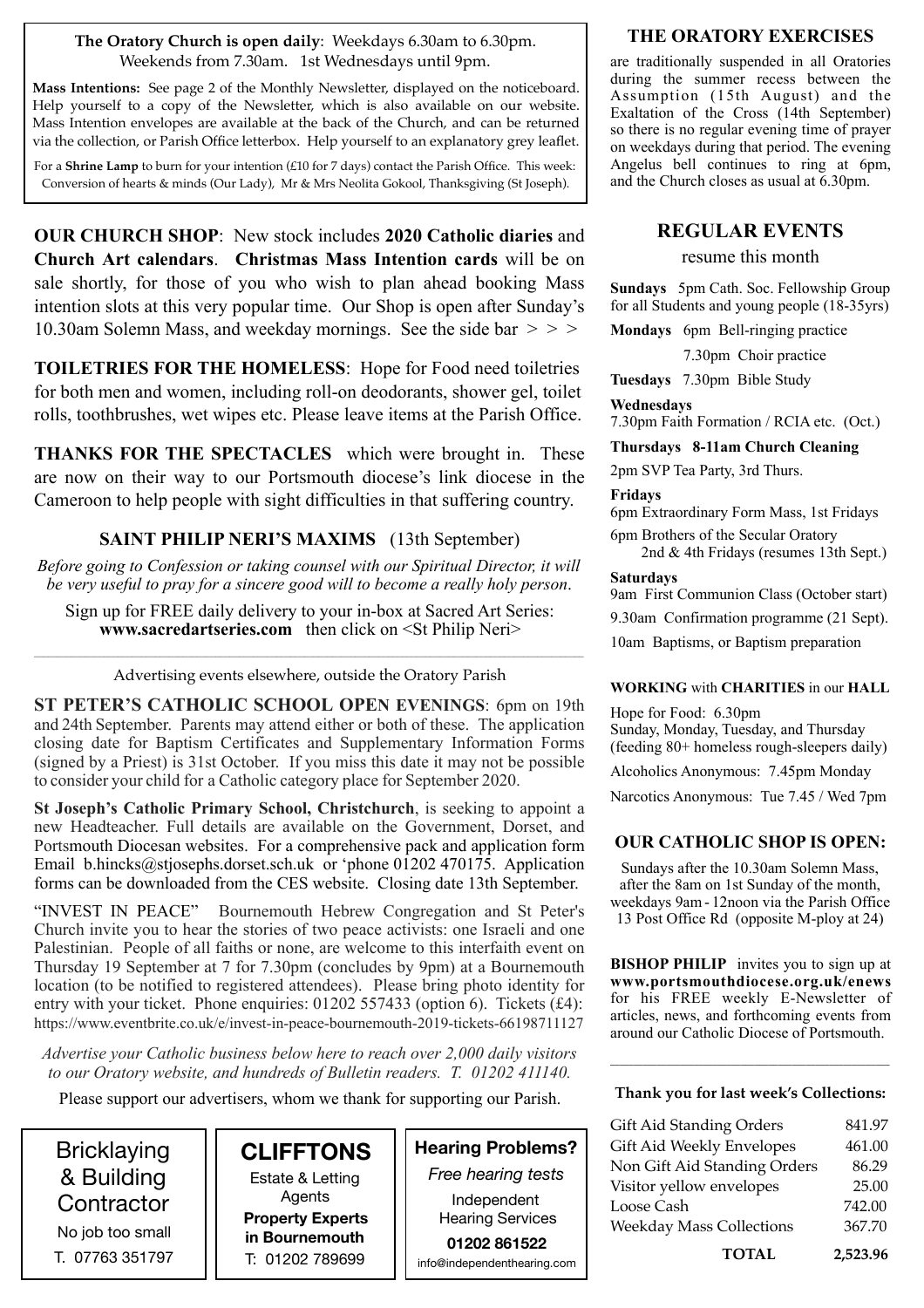**The Oratory Church is open daily**: Weekdays 6.30am to 6.30pm. Weekends from 7.30am. 1st Wednesdays until 9pm.

**Mass Intentions:** See page 2 of the Monthly Newsletter, displayed on the noticeboard. Help yourself to a copy of the Newsletter, which is also available on our website. Mass Intention envelopes are available at the back of the Church, and can be returned via the collection, or Parish Office letterbox. Help yourself to an explanatory grey leaflet.

For a **Shrine Lamp** to burn for your intention (£10 for 7 days) contact the Parish Office. This week: Conversion of hearts & minds (Our Lady), Mr & Mrs Neolita Gokool, Thanksgiving (St Joseph).

**OUR CHURCH SHOP**: New stock includes **2020 Catholic diaries** and **Church Art calendars**. **Christmas Mass Intention cards** will be on sale shortly, for those of you who wish to plan ahead booking Mass intention slots at this very popular time. Our Shop is open after Sunday's 10.30am Solemn Mass, and weekday mornings. See the side bar > > >

**TOILETRIES FOR THE HOMELESS**: Hope for Food need toiletries for both men and women, including roll-on deodorants, shower gel, toilet rolls, toothbrushes, wet wipes etc. Please leave items at the Parish Office.

**THANKS FOR THE SPECTACLES** which were brought in. These are now on their way to our Portsmouth diocese's link diocese in the Cameroon to help people with sight difficulties in that suffering country.

## SAINT PHILIP NERI'S MAXIMS (13th September)

*Before going to Confession or taking counsel with our Spiritual Director, it will be very useful to pray for a sincere good will to become a really holy person.*

Sign up for FREE daily delivery to your in-box at Sacred Art Series: **www.sacredartseries.com** then click on <St Philip Neri>

---

Advertising events elsewhere, outside the Oratory Parish

**ST PETER'S CATHOLIC SCHOOL OPEN EVENINGS**: 6pm on 19th and 24th September. Parents may attend either or both of these. The application closing date for Baptism Certificates and Supplementary Information Forms (signed by a Priest) is 31st October. If you miss this date it may not be possible to consider your child for a Catholic category place for September 2020.

**St Joseph's Catholic Primary School, Christchurch**, is seeking to appoint a new Headteacher. Full details are available on the Government, Dorset, and Portsmouth Diocesan websites. For a comprehensive pack and application form Email b.hincks@stjosephs.dorset.sch.uk or 'phone 01202 470175. Application forms can be downloaded from the CES website. Closing date 13th September.

"INVEST IN PEACE" Bournemouth Hebrew Congregation and St Peter's Church invite you to hear the stories of two peace activists: one Israeli and one Palestinian. People of all faiths or none, are welcome to this interfaith event on Thursday 19 September at 7 for 7.30pm (concludes by 9pm) at a Bournemouth location (to be notified to registered attendees). Please bring photo identity for entry with your ticket. Phone enquiries: 01202 557433 (option 6). Tickets (£4): https://www.eventbrite.co.uk/e/invest-in-peace-bournemouth-2019-tickets-66198711127

*Advertise your Catholic business below here to reach over 2,000 daily visitors to our Oratory website, and hundreds of Bulletin readers. T. 01202 411140.*

Please support our advertisers, whom we thank for supporting our Parish.

Bricklaying & Building Contractor
No job too small
T. 07763 351797

**CLIFFTONS**
Estate & Letting Agents
**Property Experts in Bournemouth**
T: 01202 789699

**Hearing Problems?**
*Free hearing tests*
Independent Hearing Services
**01202 861522**
info@independenthearing.com

## THE ORATORY EXERCISES

are traditionally suspended in all Oratories during the summer recess between the Assumption (15th August) and the Exaltation of the Cross (14th September) so there is no regular evening time of prayer on weekdays during that period. The evening Angelus bell continues to ring at 6pm, and the Church closes as usual at 6.30pm.

## REGULAR EVENTS

resume this month

**Sundays** 5pm Cath. Soc. Fellowship Group for all Students and young people (18-35yrs)

**Mondays** 6pm Bell-ringing practice
7.30pm Choir practice

**Tuesdays** 7.30pm Bible Study

**Wednesdays**
7.30pm Faith Formation / RCIA etc. (Oct.)

**Thursdays 8-11am Church Cleaning**
2pm SVP Tea Party, 3rd Thurs.

**Fridays**
6pm Extraordinary Form Mass, 1st Fridays
6pm Brothers of the Secular Oratory
2nd & 4th Fridays (resumes 13th Sept.)

**Saturdays**
9am First Communion Class (October start)
9.30am Confirmation programme (21 Sept).
10am Baptisms, or Baptism preparation

**WORKING** with **CHARITIES** in our **HALL**

Hope for Food: 6.30pm
Sunday, Monday, Tuesday, and Thursday (feeding 80+ homeless rough-sleepers daily)

Alcoholics Anonymous: 7.45pm Monday

Narcotics Anonymous: Tue 7.45 / Wed 7pm

## OUR CATHOLIC SHOP IS OPEN:

Sundays after the 10.30am Solemn Mass, after the 8am on 1st Sunday of the month, weekdays 9am - 12noon via the Parish Office 13 Post Office Rd (opposite M-ploy at 24)

**BISHOP PHILIP** invites you to sign up at **www.portsmouthdiocese.org.uk/enews** for his FREE weekly E-Newsletter of articles, news, and forthcoming events from around our Catholic Diocese of Portsmouth.

---

**Thank you for last week's Collections:**

| | |
|---|---|
| Gift Aid Standing Orders | 841.97 |
| Gift Aid Weekly Envelopes | 461.00 |
| Non Gift Aid Standing Orders | 86.29 |
| Visitor yellow envelopes | 25.00 |
| Loose Cash | 742.00 |
| Weekday Mass Collections | 367.70 |
| **TOTAL** | **2,523.96** |